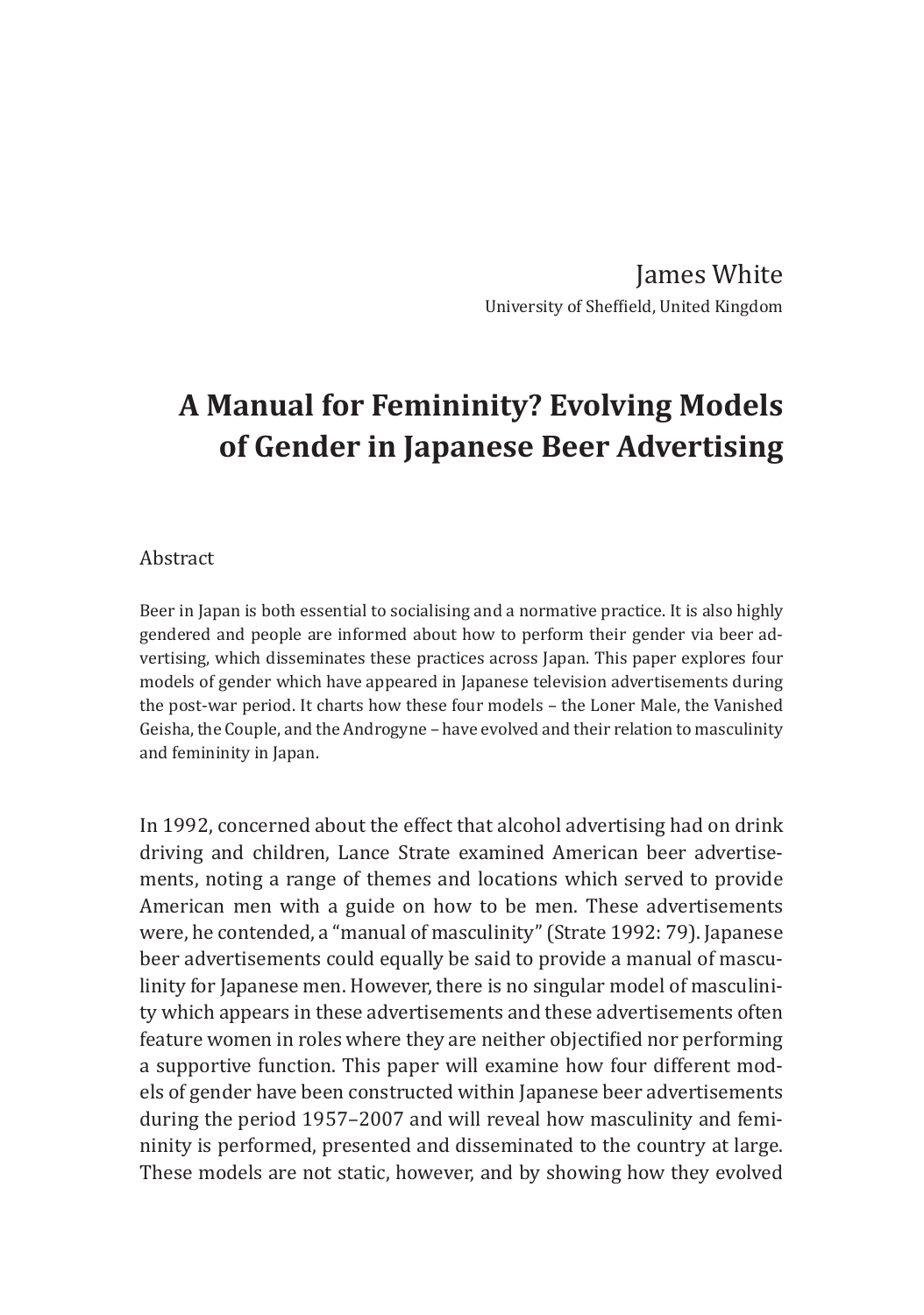James White

University of Sheffield, United Kingdom

# A Manual for Femininity? Evolving Models of Gender in Japanese Beer Advertising

## Abstract

Beer in Japan is both essential to socialising and a normative practice. It is also highly gendered and people are informed about how to perform their gender via beer advertising, which disseminates these practices across Japan. This paper explores four models of gender which have appeared in Japanese television advertisements during the post-war period. It charts how these four models – the Loner Male, the Vanished Geisha, the Couple, and the Androgyne – have evolved and their relation to masculinity and femininity in Japan.

In 1992, concerned about the effect that alcohol advertising had on drink driving and children, Lance Strate examined American beer advertisements, noting a range of themes and locations which served to provide American men with a guide on how to be men. These advertisements were, he contended, a "manual of masculinity" (Strate 1992: 79). Japanese beer advertisements could equally be said to provide a manual of masculinity for Japanese men. However, there is no singular model of masculinity which appears in these advertisements and these advertisements often feature women in roles where they are neither objectified nor performing a supportive function. This paper will examine how four different models of gender have been constructed within Japanese beer advertisements during the period 1957–2007 and will reveal how masculinity and femininity is performed, presented and disseminated to the country at large. These models are not static, however, and by showing how they evolved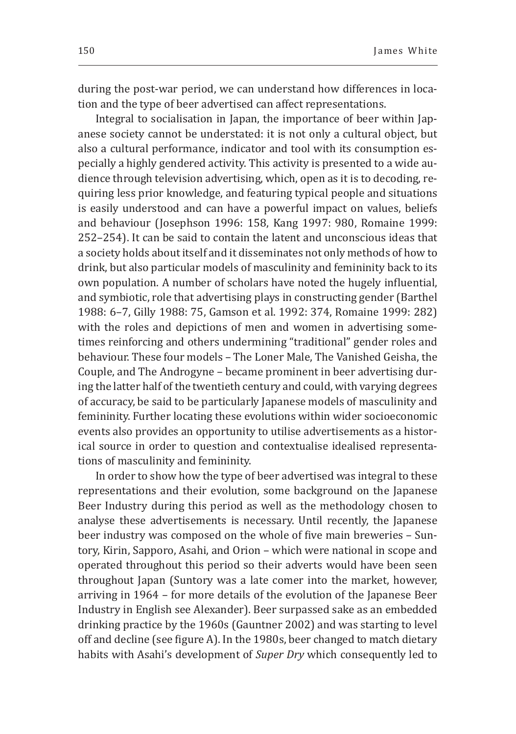during the post-war period, we can understand how differences in location and the type of beer advertised can affect representations.

Integral to socialisation in Japan, the importance of beer within Japanese society cannot be understated: it is not only a cultural object, but also a cultural performance, indicator and tool with its consumption especially a highly gendered activity. This activity is presented to a wide audience through television advertising, which, open as it is to decoding, requiring less prior knowledge, and featuring typical people and situations is easily understood and can have a powerful impact on values, beliefs and behaviour (Josephson 1996: 158, Kang 1997: 980, Romaine 1999: 252–254). It can be said to contain the latent and unconscious ideas that a society holds about itself and it disseminates not only methods of how to drink, but also particular models of masculinity and femininity back to its own population. A number of scholars have noted the hugely influential, and symbiotic, role that advertising plays in constructing gender (Barthel 1988: 6–7, Gilly 1988: 75, Gamson et al. 1992: 374, Romaine 1999: 282) with the roles and depictions of men and women in advertising sometimes reinforcing and others undermining "traditional" gender roles and behaviour. These four models – The Loner Male, The Vanished Geisha, the Couple, and The Androgyne – became prominent in beer advertising during the latter half of the twentieth century and could, with varying degrees of accuracy, be said to be particularly Japanese models of masculinity and femininity. Further locating these evolutions within wider socioeconomic events also provides an opportunity to utilise advertisements as a historical source in order to question and contextualise idealised representations of masculinity and femininity.

In order to show how the type of beer advertised was integral to these representations and their evolution, some background on the Japanese Beer Industry during this period as well as the methodology chosen to analyse these advertisements is necessary. Until recently, the Japanese beer industry was composed on the whole of five main breweries – Suntory, Kirin, Sapporo, Asahi, and Orion – which were national in scope and operated throughout this period so their adverts would have been seen throughout Japan (Suntory was a late comer into the market, however, arriving in 1964 – for more details of the evolution of the Japanese Beer Industry in English see Alexander). Beer surpassed sake as an embedded drinking practice by the 1960s (Gauntner 2002) and was starting to level off and decline (see figure A). In the 1980s, beer changed to match dietary habits with Asahi's development of *Super Dry* which consequently led to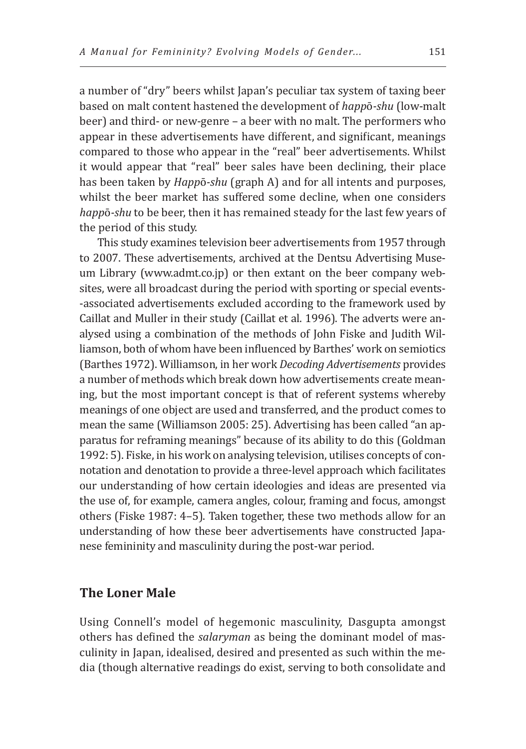a number of "dry" beers whilst Japan's peculiar tax system of taxing beer based on malt content hastened the development of *happō-shu* (low-malt beer) and third- or new-genre – a beer with no malt. The performers who appear in these advertisements have different, and significant, meanings compared to those who appear in the "real" beer advertisements. Whilst it would appear that "real" beer sales have been declining, their place has been taken by *Happō-shu* (graph A) and for all intents and purposes, whilst the beer market has suffered some decline, when one considers *happō-shu* to be beer, then it has remained steady for the last few years of the period of this study.

This study examines television beer advertisements from 1957 through to 2007. These advertisements, archived at the Dentsu Advertising Museum Library (www.admt.co.jp) or then extant on the beer company websites, were all broadcast during the period with sporting or special events--associated advertisements excluded according to the framework used by Caillat and Muller in their study (Caillat et al. 1996). The adverts were analysed using a combination of the methods of John Fiske and Judith Williamson, both of whom have been influenced by Barthes' work on semiotics (Barthes 1972). Williamson, in her work *Decoding Advertisements* provides a number of methods which break down how advertisements create meaning, but the most important concept is that of referent systems whereby meanings of one object are used and transferred, and the product comes to mean the same (Williamson 2005: 25). Advertising has been called "an apparatus for reframing meanings" because of its ability to do this (Goldman 1992: 5). Fiske, in his work on analysing television, utilises concepts of connotation and denotation to provide a three-level approach which facilitates our understanding of how certain ideologies and ideas are presented via the use of, for example, camera angles, colour, framing and focus, amongst others (Fiske 1987: 4–5). Taken together, these two methods allow for an understanding of how these beer advertisements have constructed Japanese femininity and masculinity during the post-war period.

## The Loner Male

Using Connell's model of hegemonic masculinity, Dasgupta amongst others has defined the *salaryman* as being the dominant model of masculinity in Japan, idealised, desired and presented as such within the media (though alternative readings do exist, serving to both consolidate and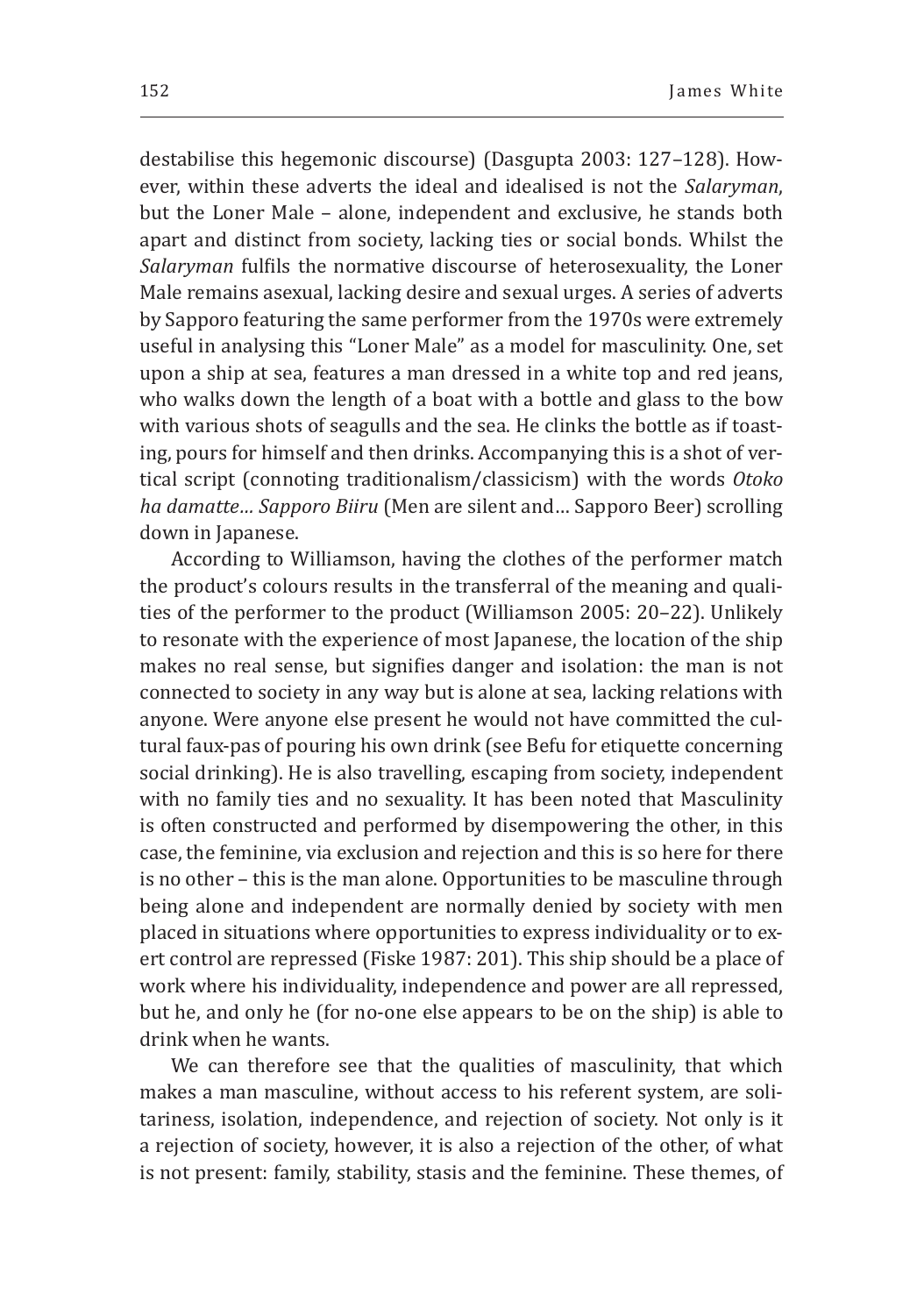destabilise this hegemonic discourse) (Dasgupta 2003: 127–128). However, within these adverts the ideal and idealised is not the *Salaryman*, but the Loner Male – alone, independent and exclusive, he stands both apart and distinct from society, lacking ties or social bonds. Whilst the *Salaryman* fulfils the normative discourse of heterosexuality, the Loner Male remains asexual, lacking desire and sexual urges. A series of adverts by Sapporo featuring the same performer from the 1970s were extremely useful in analysing this "Loner Male" as a model for masculinity. One, set upon a ship at sea, features a man dressed in a white top and red jeans, who walks down the length of a boat with a bottle and glass to the bow with various shots of seagulls and the sea. He clinks the bottle as if toasting, pours for himself and then drinks. Accompanying this is a shot of vertical script (connoting traditionalism/classicism) with the words *Otoko ha damatte… Sapporo Biiru* (Men are silent and… Sapporo Beer) scrolling down in Japanese.

According to Williamson, having the clothes of the performer match the product's colours results in the transferral of the meaning and qualities of the performer to the product (Williamson 2005: 20–22). Unlikely to resonate with the experience of most Japanese, the location of the ship makes no real sense, but signifies danger and isolation: the man is not connected to society in any way but is alone at sea, lacking relations with anyone. Were anyone else present he would not have committed the cultural faux-pas of pouring his own drink (see Befu for etiquette concerning social drinking). He is also travelling, escaping from society, independent with no family ties and no sexuality. It has been noted that Masculinity is often constructed and performed by disempowering the other, in this case, the feminine, via exclusion and rejection and this is so here for there is no other – this is the man alone. Opportunities to be masculine through being alone and independent are normally denied by society with men placed in situations where opportunities to express individuality or to exert control are repressed (Fiske 1987: 201). This ship should be a place of work where his individuality, independence and power are all repressed, but he, and only he (for no-one else appears to be on the ship) is able to drink when he wants.

We can therefore see that the qualities of masculinity, that which makes a man masculine, without access to his referent system, are solitariness, isolation, independence, and rejection of society. Not only is it a rejection of society, however, it is also a rejection of the other, of what is not present: family, stability, stasis and the feminine. These themes, of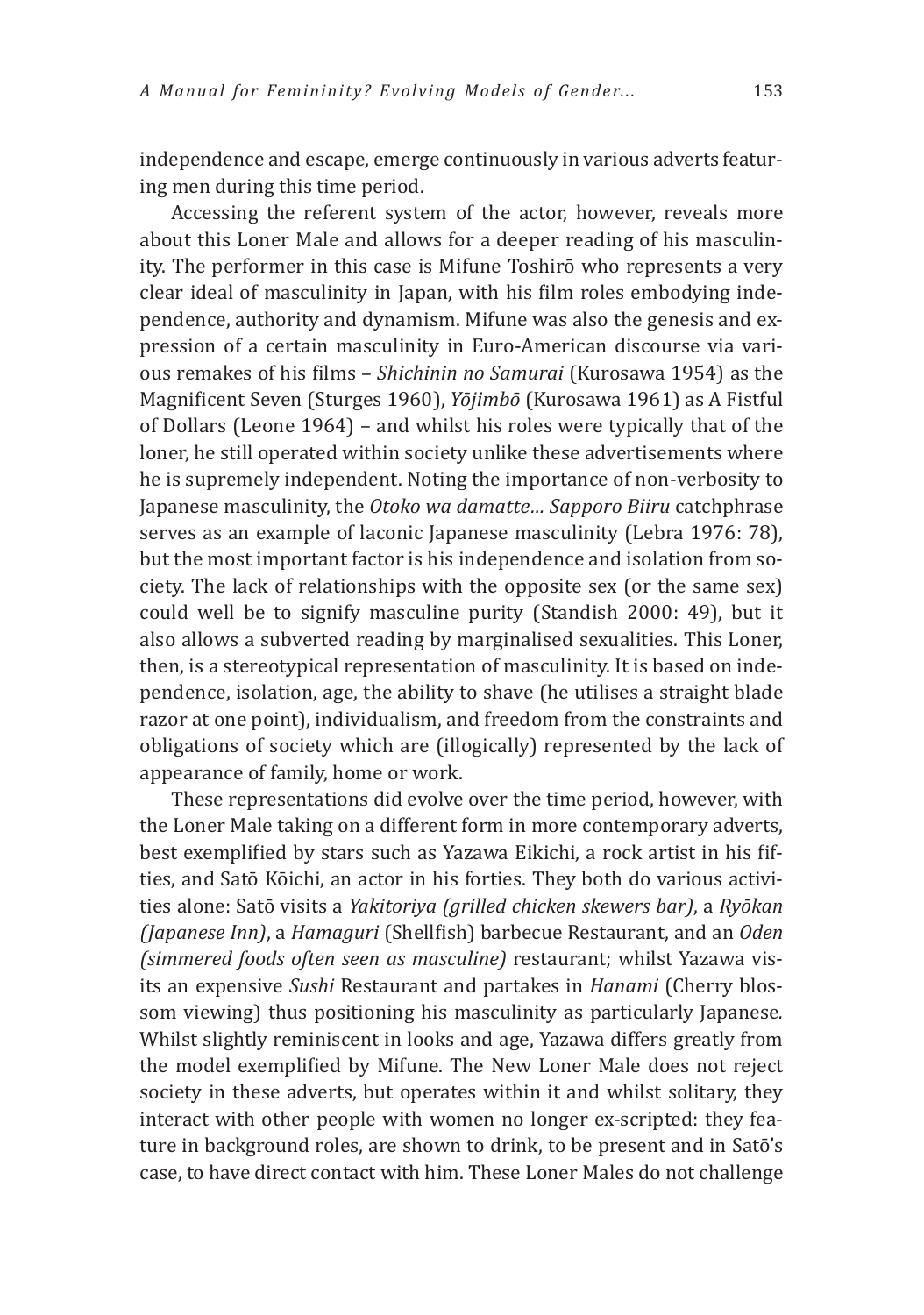independence and escape, emerge continuously in various adverts featuring men during this time period.

Accessing the referent system of the actor, however, reveals more about this Loner Male and allows for a deeper reading of his masculinity. The performer in this case is Mifune Toshirō who represents a very clear ideal of masculinity in Japan, with his film roles embodying independence, authority and dynamism. Mifune was also the genesis and expression of a certain masculinity in Euro-American discourse via various remakes of his films – *Shichinin no Samurai* (Kurosawa 1954) as the Magnificent Seven (Sturges 1960), *Yōjimbō* (Kurosawa 1961) as A Fistful of Dollars (Leone 1964) – and whilst his roles were typically that of the loner, he still operated within society unlike these advertisements where he is supremely independent. Noting the importance of non-verbosity to Japanese masculinity, the *Otoko wa damatte… Sapporo Biiru* catchphrase serves as an example of laconic Japanese masculinity (Lebra 1976: 78), but the most important factor is his independence and isolation from society. The lack of relationships with the opposite sex (or the same sex) could well be to signify masculine purity (Standish 2000: 49), but it also allows a subverted reading by marginalised sexualities. This Loner, then, is a stereotypical representation of masculinity. It is based on independence, isolation, age, the ability to shave (he utilises a straight blade razor at one point), individualism, and freedom from the constraints and obligations of society which are (illogically) represented by the lack of appearance of family, home or work.

These representations did evolve over the time period, however, with the Loner Male taking on a different form in more contemporary adverts, best exemplified by stars such as Yazawa Eikichi, a rock artist in his fifties, and Satō Kōichi, an actor in his forties. They both do various activities alone: Satō visits a *Yakitoriya (grilled chicken skewers bar)*, a *Ryōkan (Japanese Inn)*, a *Hamaguri* (Shellfish) barbecue Restaurant, and an *Oden (simmered foods often seen as masculine)* restaurant; whilst Yazawa visits an expensive *Sushi* Restaurant and partakes in *Hanami* (Cherry blossom viewing) thus positioning his masculinity as particularly Japanese. Whilst slightly reminiscent in looks and age, Yazawa differs greatly from the model exemplified by Mifune. The New Loner Male does not reject society in these adverts, but operates within it and whilst solitary, they interact with other people with women no longer ex-scripted: they feature in background roles, are shown to drink, to be present and in Satō's case, to have direct contact with him. These Loner Males do not challenge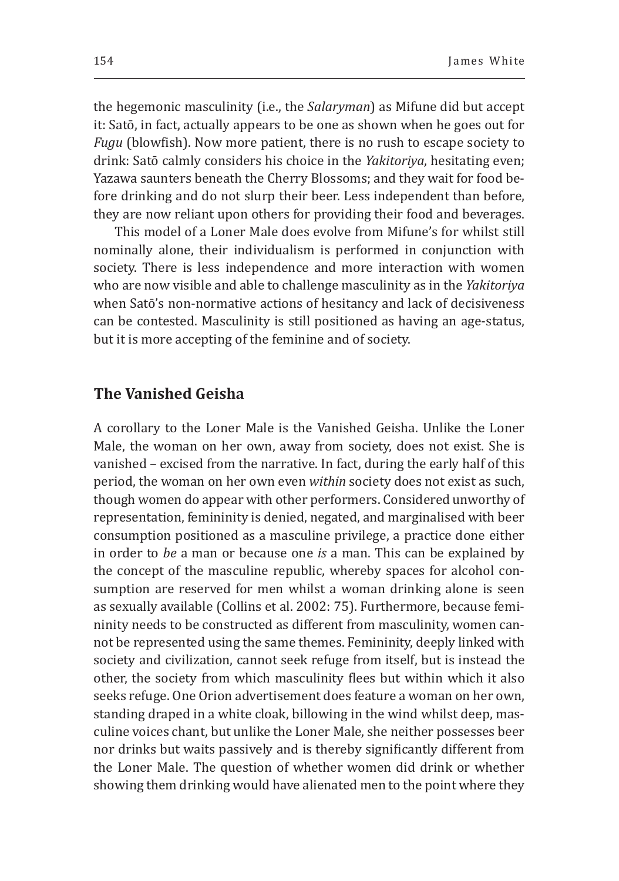the hegemonic masculinity (i.e., the *Salaryman*) as Mifune did but accept it: Satō, in fact, actually appears to be one as shown when he goes out for *Fugu* (blowfish). Now more patient, there is no rush to escape society to drink: Satō calmly considers his choice in the *Yakitoriya*, hesitating even; Yazawa saunters beneath the Cherry Blossoms; and they wait for food before drinking and do not slurp their beer. Less independent than before, they are now reliant upon others for providing their food and beverages.

This model of a Loner Male does evolve from Mifune's for whilst still nominally alone, their individualism is performed in conjunction with society. There is less independence and more interaction with women who are now visible and able to challenge masculinity as in the *Yakitoriya* when Satō's non-normative actions of hesitancy and lack of decisiveness can be contested. Masculinity is still positioned as having an age-status, but it is more accepting of the feminine and of society.

## The Vanished Geisha

A corollary to the Loner Male is the Vanished Geisha. Unlike the Loner Male, the woman on her own, away from society, does not exist. She is vanished – excised from the narrative. In fact, during the early half of this period, the woman on her own even *within* society does not exist as such, though women do appear with other performers. Considered unworthy of representation, femininity is denied, negated, and marginalised with beer consumption positioned as a masculine privilege, a practice done either in order to *be* a man or because one *is* a man. This can be explained by the concept of the masculine republic, whereby spaces for alcohol consumption are reserved for men whilst a woman drinking alone is seen as sexually available (Collins et al. 2002: 75). Furthermore, because femininity needs to be constructed as different from masculinity, women cannot be represented using the same themes. Femininity, deeply linked with society and civilization, cannot seek refuge from itself, but is instead the other, the society from which masculinity flees but within which it also seeks refuge. One Orion advertisement does feature a woman on her own, standing draped in a white cloak, billowing in the wind whilst deep, masculine voices chant, but unlike the Loner Male, she neither possesses beer nor drinks but waits passively and is thereby significantly different from the Loner Male. The question of whether women did drink or whether showing them drinking would have alienated men to the point where they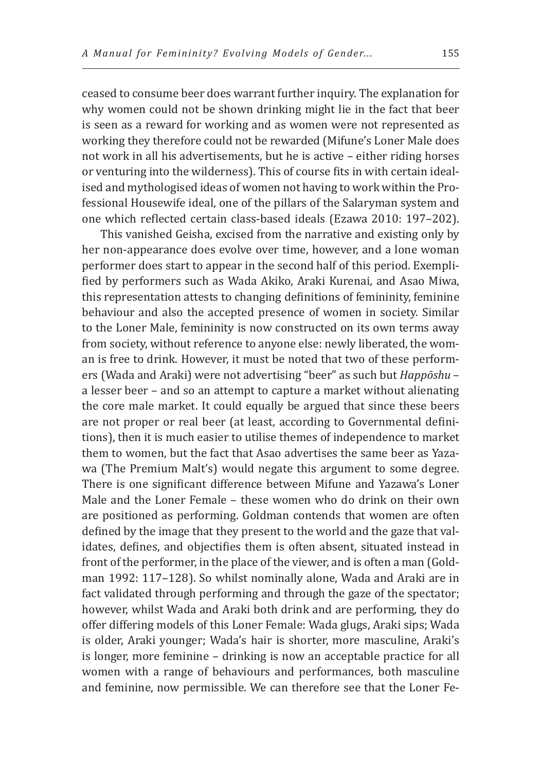ceased to consume beer does warrant further inquiry. The explanation for why women could not be shown drinking might lie in the fact that beer is seen as a reward for working and as women were not represented as working they therefore could not be rewarded (Mifune's Loner Male does not work in all his advertisements, but he is active – either riding horses or venturing into the wilderness). This of course fits in with certain idealised and mythologised ideas of women not having to work within the Professional Housewife ideal, one of the pillars of the Salaryman system and one which reflected certain class-based ideals (Ezawa 2010: 197–202).

This vanished Geisha, excised from the narrative and existing only by her non-appearance does evolve over time, however, and a lone woman performer does start to appear in the second half of this period. Exemplified by performers such as Wada Akiko, Araki Kurenai, and Asao Miwa, this representation attests to changing definitions of femininity, feminine behaviour and also the accepted presence of women in society. Similar to the Loner Male, femininity is now constructed on its own terms away from society, without reference to anyone else: newly liberated, the woman is free to drink. However, it must be noted that two of these performers (Wada and Araki) were not advertising "beer" as such but *Happōshu* – a lesser beer – and so an attempt to capture a market without alienating the core male market. It could equally be argued that since these beers are not proper or real beer (at least, according to Governmental definitions), then it is much easier to utilise themes of independence to market them to women, but the fact that Asao advertises the same beer as Yazawa (The Premium Malt's) would negate this argument to some degree. There is one significant difference between Mifune and Yazawa's Loner Male and the Loner Female – these women who do drink on their own are positioned as performing. Goldman contends that women are often defined by the image that they present to the world and the gaze that validates, defines, and objectifies them is often absent, situated instead in front of the performer, in the place of the viewer, and is often a man (Goldman 1992: 117–128). So whilst nominally alone, Wada and Araki are in fact validated through performing and through the gaze of the spectator; however, whilst Wada and Araki both drink and are performing, they do offer differing models of this Loner Female: Wada glugs, Araki sips; Wada is older, Araki younger; Wada's hair is shorter, more masculine, Araki's is longer, more feminine – drinking is now an acceptable practice for all women with a range of behaviours and performances, both masculine and feminine, now permissible. We can therefore see that the Loner Fe-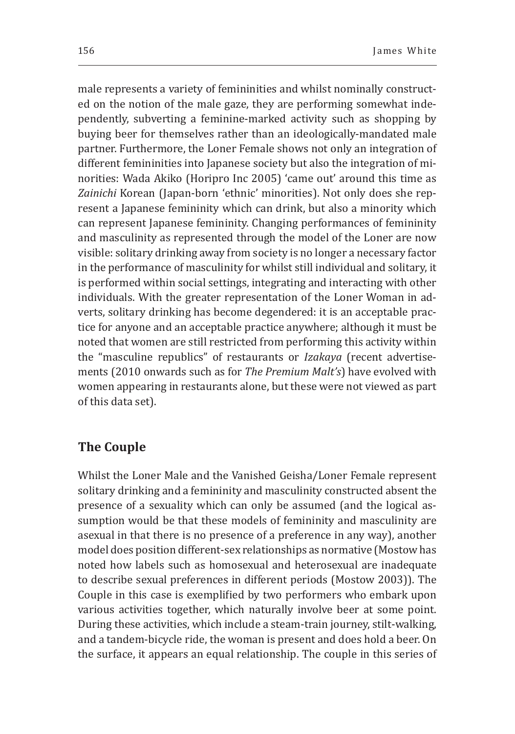male represents a variety of femininities and whilst nominally constructed on the notion of the male gaze, they are performing somewhat independently, subverting a feminine-marked activity such as shopping by buying beer for themselves rather than an ideologically-mandated male partner. Furthermore, the Loner Female shows not only an integration of different femininities into Japanese society but also the integration of minorities: Wada Akiko (Horipro Inc 2005) 'came out' around this time as *Zainichi* Korean (Japan-born 'ethnic' minorities). Not only does she represent a Japanese femininity which can drink, but also a minority which can represent Japanese femininity. Changing performances of femininity and masculinity as represented through the model of the Loner are now visible: solitary drinking away from society is no longer a necessary factor in the performance of masculinity for whilst still individual and solitary, it is performed within social settings, integrating and interacting with other individuals. With the greater representation of the Loner Woman in adverts, solitary drinking has become degendered: it is an acceptable practice for anyone and an acceptable practice anywhere; although it must be noted that women are still restricted from performing this activity within the "masculine republics" of restaurants or *Izakaya* (recent advertisements (2010 onwards such as for *The Premium Malt's*) have evolved with women appearing in restaurants alone, but these were not viewed as part of this data set).

## The Couple

Whilst the Loner Male and the Vanished Geisha/Loner Female represent solitary drinking and a femininity and masculinity constructed absent the presence of a sexuality which can only be assumed (and the logical assumption would be that these models of femininity and masculinity are asexual in that there is no presence of a preference in any way), another model does position different-sex relationships as normative (Mostow has noted how labels such as homosexual and heterosexual are inadequate to describe sexual preferences in different periods (Mostow 2003)). The Couple in this case is exemplified by two performers who embark upon various activities together, which naturally involve beer at some point. During these activities, which include a steam-train journey, stilt-walking, and a tandem-bicycle ride, the woman is present and does hold a beer. On the surface, it appears an equal relationship. The couple in this series of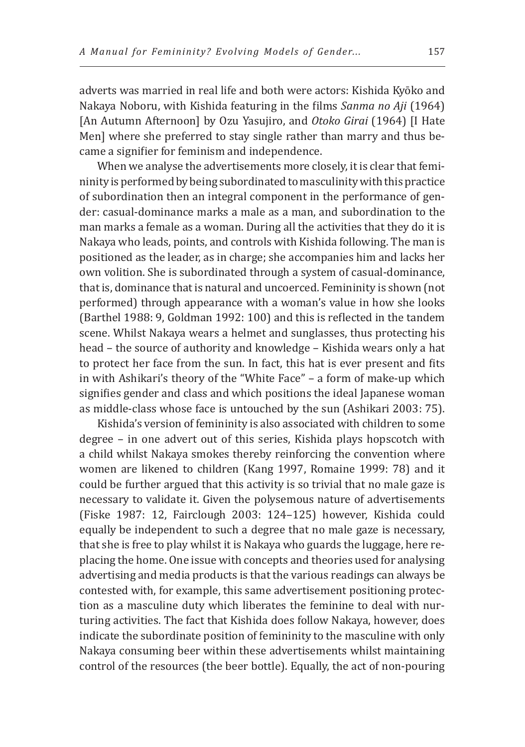adverts was married in real life and both were actors: Kishida Kyōko and Nakaya Noboru, with Kishida featuring in the films *Sanma no Aji* (1964) [An Autumn Afternoon] by Ozu Yasujiro, and *Otoko Girai* (1964) [I Hate Men] where she preferred to stay single rather than marry and thus became a signifier for feminism and independence.

When we analyse the advertisements more closely, it is clear that femininity is performed by being subordinated to masculinity with this practice of subordination then an integral component in the performance of gender: casual-dominance marks a male as a man, and subordination to the man marks a female as a woman. During all the activities that they do it is Nakaya who leads, points, and controls with Kishida following. The man is positioned as the leader, as in charge; she accompanies him and lacks her own volition. She is subordinated through a system of casual-dominance, that is, dominance that is natural and uncoerced. Femininity is shown (not performed) through appearance with a woman's value in how she looks (Barthel 1988: 9, Goldman 1992: 100) and this is reflected in the tandem scene. Whilst Nakaya wears a helmet and sunglasses, thus protecting his head – the source of authority and knowledge – Kishida wears only a hat to protect her face from the sun. In fact, this hat is ever present and fits in with Ashikari's theory of the "White Face" – a form of make-up which signifies gender and class and which positions the ideal Japanese woman as middle-class whose face is untouched by the sun (Ashikari 2003: 75).

Kishida's version of femininity is also associated with children to some degree – in one advert out of this series, Kishida plays hopscotch with a child whilst Nakaya smokes thereby reinforcing the convention where women are likened to children (Kang 1997, Romaine 1999: 78) and it could be further argued that this activity is so trivial that no male gaze is necessary to validate it. Given the polysemous nature of advertisements (Fiske 1987: 12, Fairclough 2003: 124–125) however, Kishida could equally be independent to such a degree that no male gaze is necessary, that she is free to play whilst it is Nakaya who guards the luggage, here replacing the home. One issue with concepts and theories used for analysing advertising and media products is that the various readings can always be contested with, for example, this same advertisement positioning protection as a masculine duty which liberates the feminine to deal with nurturing activities. The fact that Kishida does follow Nakaya, however, does indicate the subordinate position of femininity to the masculine with only Nakaya consuming beer within these advertisements whilst maintaining control of the resources (the beer bottle). Equally, the act of non-pouring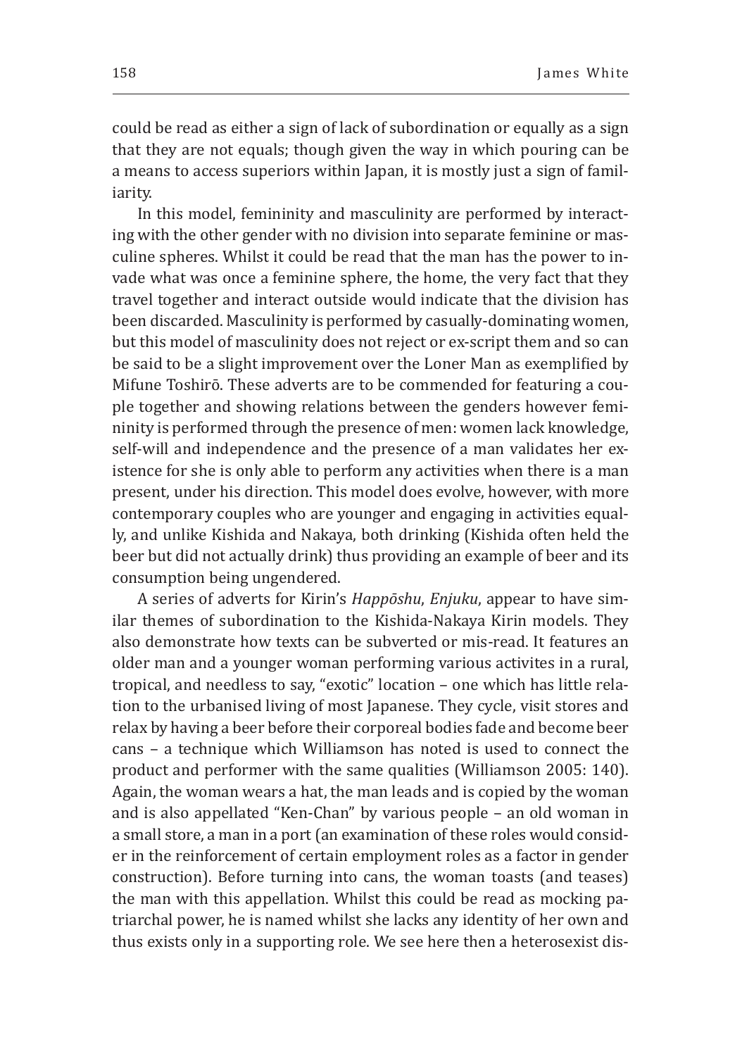could be read as either a sign of lack of subordination or equally as a sign that they are not equals; though given the way in which pouring can be a means to access superiors within Japan, it is mostly just a sign of familiarity.

In this model, femininity and masculinity are performed by interacting with the other gender with no division into separate feminine or masculine spheres. Whilst it could be read that the man has the power to invade what was once a feminine sphere, the home, the very fact that they travel together and interact outside would indicate that the division has been discarded. Masculinity is performed by casually-dominating women, but this model of masculinity does not reject or ex-script them and so can be said to be a slight improvement over the Loner Man as exemplified by Mifune Toshirō. These adverts are to be commended for featuring a couple together and showing relations between the genders however femininity is performed through the presence of men: women lack knowledge, self-will and independence and the presence of a man validates her existence for she is only able to perform any activities when there is a man present, under his direction. This model does evolve, however, with more contemporary couples who are younger and engaging in activities equally, and unlike Kishida and Nakaya, both drinking (Kishida often held the beer but did not actually drink) thus providing an example of beer and its consumption being ungendered.

A series of adverts for Kirin's *Happōshu*, *Enjuku*, appear to have similar themes of subordination to the Kishida-Nakaya Kirin models. They also demonstrate how texts can be subverted or mis-read. It features an older man and a younger woman performing various activites in a rural, tropical, and needless to say, "exotic" location – one which has little relation to the urbanised living of most Japanese. They cycle, visit stores and relax by having a beer before their corporeal bodies fade and become beer cans – a technique which Williamson has noted is used to connect the product and performer with the same qualities (Williamson 2005: 140). Again, the woman wears a hat, the man leads and is copied by the woman and is also appellated "Ken-Chan" by various people – an old woman in a small store, a man in a port (an examination of these roles would consider in the reinforcement of certain employment roles as a factor in gender construction). Before turning into cans, the woman toasts (and teases) the man with this appellation. Whilst this could be read as mocking patriarchal power, he is named whilst she lacks any identity of her own and thus exists only in a supporting role. We see here then a heterosexist dis-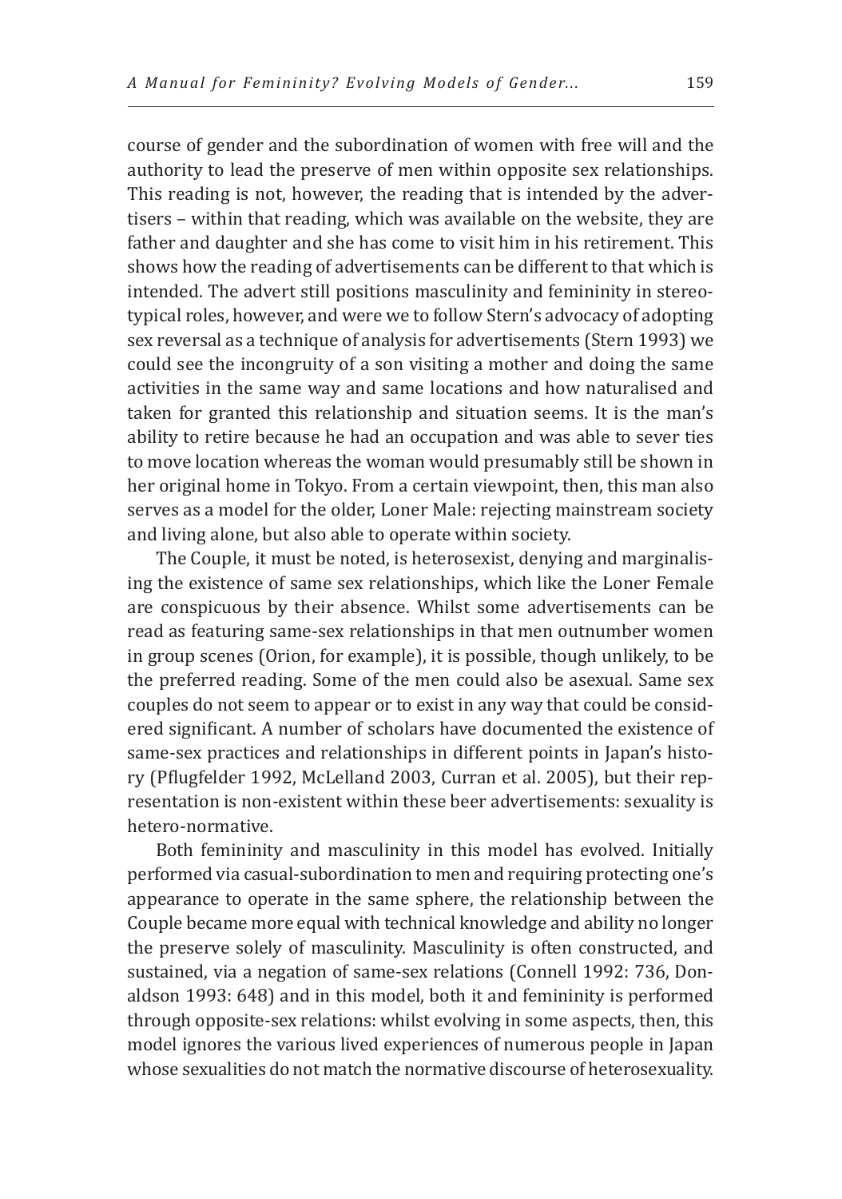course of gender and the subordination of women with free will and the authority to lead the preserve of men within opposite sex relationships. This reading is not, however, the reading that is intended by the advertisers – within that reading, which was available on the website, they are father and daughter and she has come to visit him in his retirement. This shows how the reading of advertisements can be different to that which is intended. The advert still positions masculinity and femininity in stereotypical roles, however, and were we to follow Stern's advocacy of adopting sex reversal as a technique of analysis for advertisements (Stern 1993) we could see the incongruity of a son visiting a mother and doing the same activities in the same way and same locations and how naturalised and taken for granted this relationship and situation seems. It is the man's ability to retire because he had an occupation and was able to sever ties to move location whereas the woman would presumably still be shown in her original home in Tokyo. From a certain viewpoint, then, this man also serves as a model for the older, Loner Male: rejecting mainstream society and living alone, but also able to operate within society.

The Couple, it must be noted, is heterosexist, denying and marginalising the existence of same sex relationships, which like the Loner Female are conspicuous by their absence. Whilst some advertisements can be read as featuring same-sex relationships in that men outnumber women in group scenes (Orion, for example), it is possible, though unlikely, to be the preferred reading. Some of the men could also be asexual. Same sex couples do not seem to appear or to exist in any way that could be considered significant. A number of scholars have documented the existence of same-sex practices and relationships in different points in Japan's history (Pflugfelder 1992, McLelland 2003, Curran et al. 2005), but their representation is non-existent within these beer advertisements: sexuality is hetero-normative.

Both femininity and masculinity in this model has evolved. Initially performed via casual-subordination to men and requiring protecting one's appearance to operate in the same sphere, the relationship between the Couple became more equal with technical knowledge and ability no longer the preserve solely of masculinity. Masculinity is often constructed, and sustained, via a negation of same-sex relations (Connell 1992: 736, Donaldson 1993: 648) and in this model, both it and femininity is performed through opposite-sex relations: whilst evolving in some aspects, then, this model ignores the various lived experiences of numerous people in Japan whose sexualities do not match the normative discourse of heterosexuality.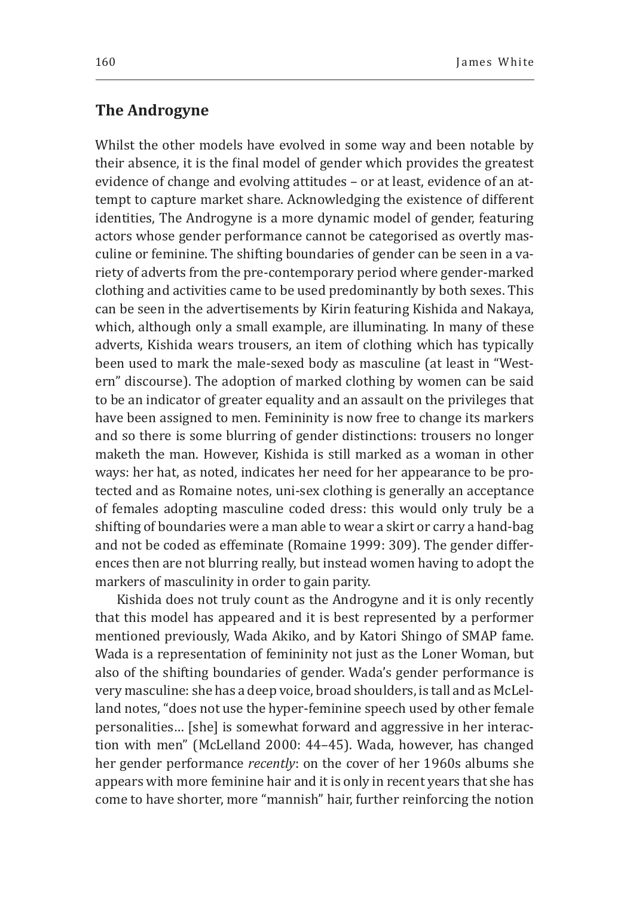## The Androgyne

Whilst the other models have evolved in some way and been notable by their absence, it is the final model of gender which provides the greatest evidence of change and evolving attitudes – or at least, evidence of an attempt to capture market share. Acknowledging the existence of different identities, The Androgyne is a more dynamic model of gender, featuring actors whose gender performance cannot be categorised as overtly masculine or feminine. The shifting boundaries of gender can be seen in a variety of adverts from the pre-contemporary period where gender-marked clothing and activities came to be used predominantly by both sexes. This can be seen in the advertisements by Kirin featuring Kishida and Nakaya, which, although only a small example, are illuminating. In many of these adverts, Kishida wears trousers, an item of clothing which has typically been used to mark the male-sexed body as masculine (at least in "Western" discourse). The adoption of marked clothing by women can be said to be an indicator of greater equality and an assault on the privileges that have been assigned to men. Femininity is now free to change its markers and so there is some blurring of gender distinctions: trousers no longer maketh the man. However, Kishida is still marked as a woman in other ways: her hat, as noted, indicates her need for her appearance to be protected and as Romaine notes, uni-sex clothing is generally an acceptance of females adopting masculine coded dress: this would only truly be a shifting of boundaries were a man able to wear a skirt or carry a hand-bag and not be coded as effeminate (Romaine 1999: 309). The gender differences then are not blurring really, but instead women having to adopt the markers of masculinity in order to gain parity.

Kishida does not truly count as the Androgyne and it is only recently that this model has appeared and it is best represented by a performer mentioned previously, Wada Akiko, and by Katori Shingo of SMAP fame. Wada is a representation of femininity not just as the Loner Woman, but also of the shifting boundaries of gender. Wada's gender performance is very masculine: she has a deep voice, broad shoulders, is tall and as McLelland notes, "does not use the hyper-feminine speech used by other female personalities… [she] is somewhat forward and aggressive in her interaction with men" (McLelland 2000: 44–45). Wada, however, has changed her gender performance *recently*: on the cover of her 1960s albums she appears with more feminine hair and it is only in recent years that she has come to have shorter, more "mannish" hair, further reinforcing the notion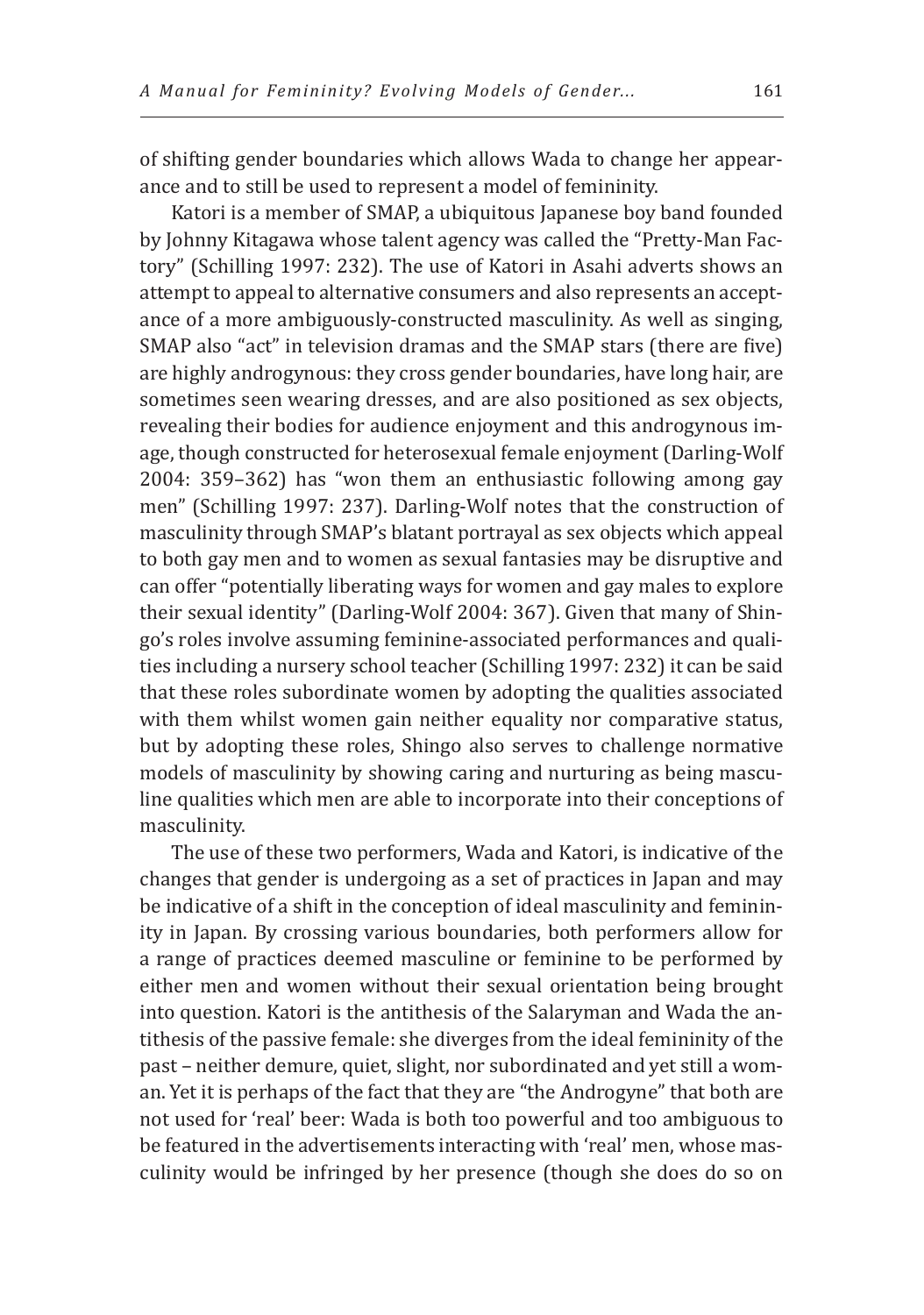of shifting gender boundaries which allows Wada to change her appearance and to still be used to represent a model of femininity.

Katori is a member of SMAP, a ubiquitous Japanese boy band founded by Johnny Kitagawa whose talent agency was called the "Pretty-Man Factory" (Schilling 1997: 232). The use of Katori in Asahi adverts shows an attempt to appeal to alternative consumers and also represents an acceptance of a more ambiguously-constructed masculinity. As well as singing, SMAP also "act" in television dramas and the SMAP stars (there are five) are highly androgynous: they cross gender boundaries, have long hair, are sometimes seen wearing dresses, and are also positioned as sex objects, revealing their bodies for audience enjoyment and this androgynous image, though constructed for heterosexual female enjoyment (Darling-Wolf 2004: 359–362) has "won them an enthusiastic following among gay men" (Schilling 1997: 237). Darling-Wolf notes that the construction of masculinity through SMAP's blatant portrayal as sex objects which appeal to both gay men and to women as sexual fantasies may be disruptive and can offer "potentially liberating ways for women and gay males to explore their sexual identity" (Darling-Wolf 2004: 367). Given that many of Shingo's roles involve assuming feminine-associated performances and qualities including a nursery school teacher (Schilling 1997: 232) it can be said that these roles subordinate women by adopting the qualities associated with them whilst women gain neither equality nor comparative status, but by adopting these roles, Shingo also serves to challenge normative models of masculinity by showing caring and nurturing as being masculine qualities which men are able to incorporate into their conceptions of masculinity.

The use of these two performers, Wada and Katori, is indicative of the changes that gender is undergoing as a set of practices in Japan and may be indicative of a shift in the conception of ideal masculinity and femininity in Japan. By crossing various boundaries, both performers allow for a range of practices deemed masculine or feminine to be performed by either men and women without their sexual orientation being brought into question. Katori is the antithesis of the Salaryman and Wada the antithesis of the passive female: she diverges from the ideal femininity of the past – neither demure, quiet, slight, nor subordinated and yet still a woman. Yet it is perhaps of the fact that they are "the Androgyne" that both are not used for 'real' beer: Wada is both too powerful and too ambiguous to be featured in the advertisements interacting with 'real' men, whose masculinity would be infringed by her presence (though she does do so on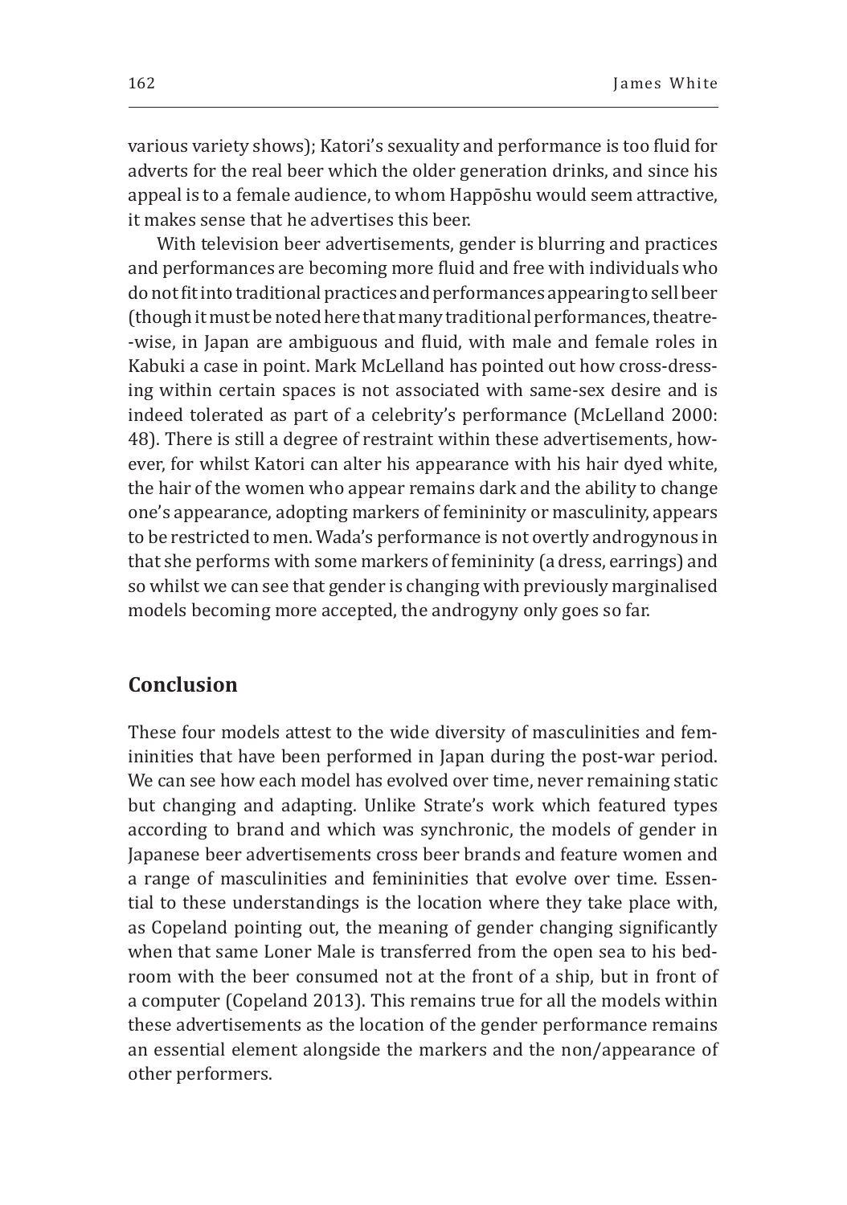various variety shows); Katori's sexuality and performance is too fluid for adverts for the real beer which the older generation drinks, and since his appeal is to a female audience, to whom Happōshu would seem attractive, it makes sense that he advertises this beer.

With television beer advertisements, gender is blurring and practices and performances are becoming more fluid and free with individuals who do not fit into traditional practices and performances appearing to sell beer (though it must be noted here that many traditional performances, theatre--wise, in Japan are ambiguous and fluid, with male and female roles in Kabuki a case in point. Mark McLelland has pointed out how cross-dressing within certain spaces is not associated with same-sex desire and is indeed tolerated as part of a celebrity's performance (McLelland 2000: 48). There is still a degree of restraint within these advertisements, however, for whilst Katori can alter his appearance with his hair dyed white, the hair of the women who appear remains dark and the ability to change one's appearance, adopting markers of femininity or masculinity, appears to be restricted to men. Wada's performance is not overtly androgynous in that she performs with some markers of femininity (a dress, earrings) and so whilst we can see that gender is changing with previously marginalised models becoming more accepted, the androgyny only goes so far.

## Conclusion

These four models attest to the wide diversity of masculinities and femininities that have been performed in Japan during the post-war period. We can see how each model has evolved over time, never remaining static but changing and adapting. Unlike Strate's work which featured types according to brand and which was synchronic, the models of gender in Japanese beer advertisements cross beer brands and feature women and a range of masculinities and femininities that evolve over time. Essential to these understandings is the location where they take place with, as Copeland pointing out, the meaning of gender changing significantly when that same Loner Male is transferred from the open sea to his bedroom with the beer consumed not at the front of a ship, but in front of a computer (Copeland 2013). This remains true for all the models within these advertisements as the location of the gender performance remains an essential element alongside the markers and the non/appearance of other performers.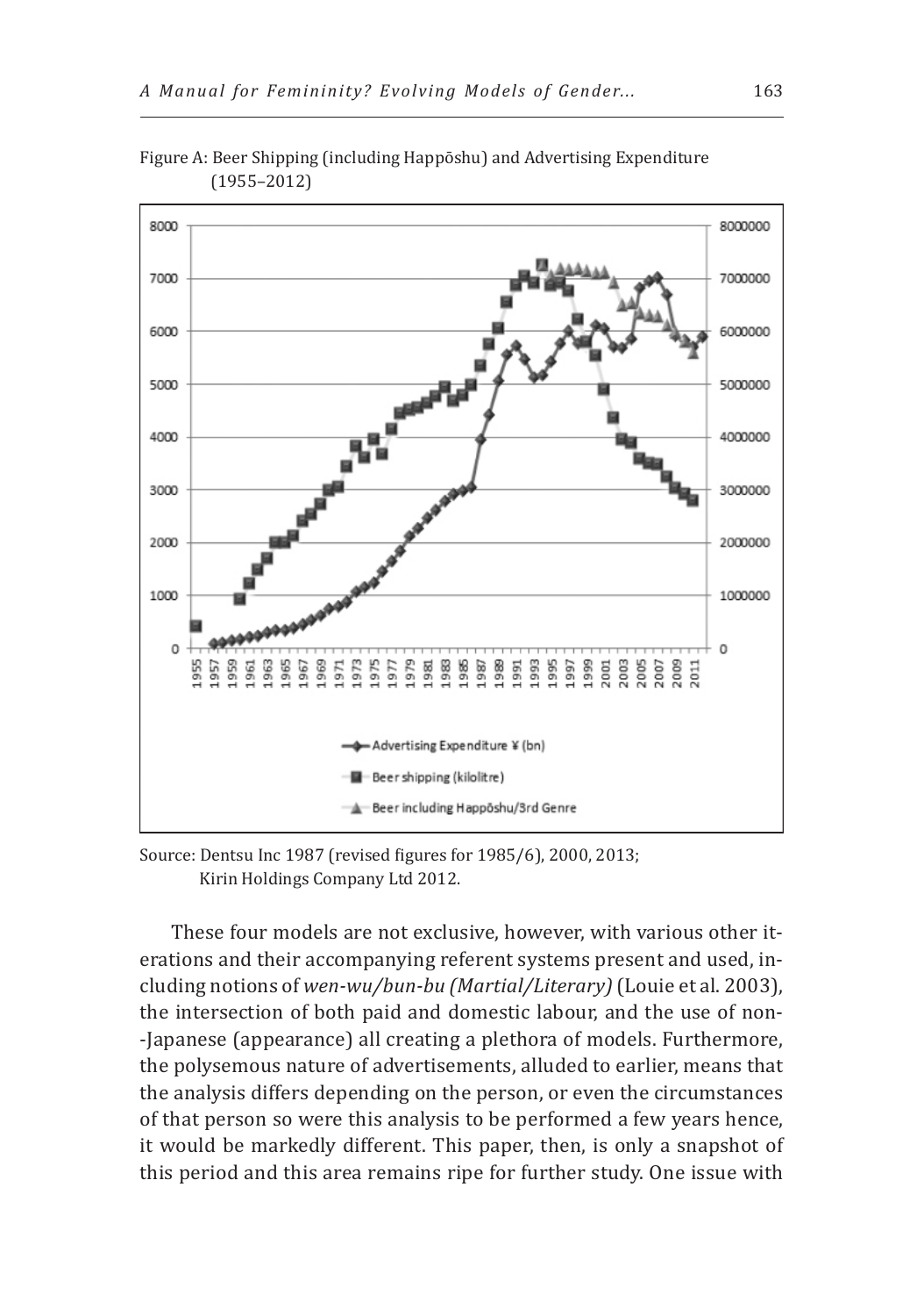Figure A: Beer Shipping (including Happōshu) and Advertising Expenditure (1955–2012)

Source: Dentsu Inc 1987 (revised figures for 1985/6), 2000, 2013; Kirin Holdings Company Ltd 2012.

These four models are not exclusive, however, with various other iterations and their accompanying referent systems present and used, including notions of *wen-wu/bun-bu (Martial/Literary)* (Louie et al. 2003), the intersection of both paid and domestic labour, and the use of non-Japanese (appearance) all creating a plethora of models. Furthermore, the polysemous nature of advertisements, alluded to earlier, means that the analysis differs depending on the person, or even the circumstances of that person so were this analysis to be performed a few years hence, it would be markedly different. This paper, then, is only a snapshot of this period and this area remains ripe for further study. One issue with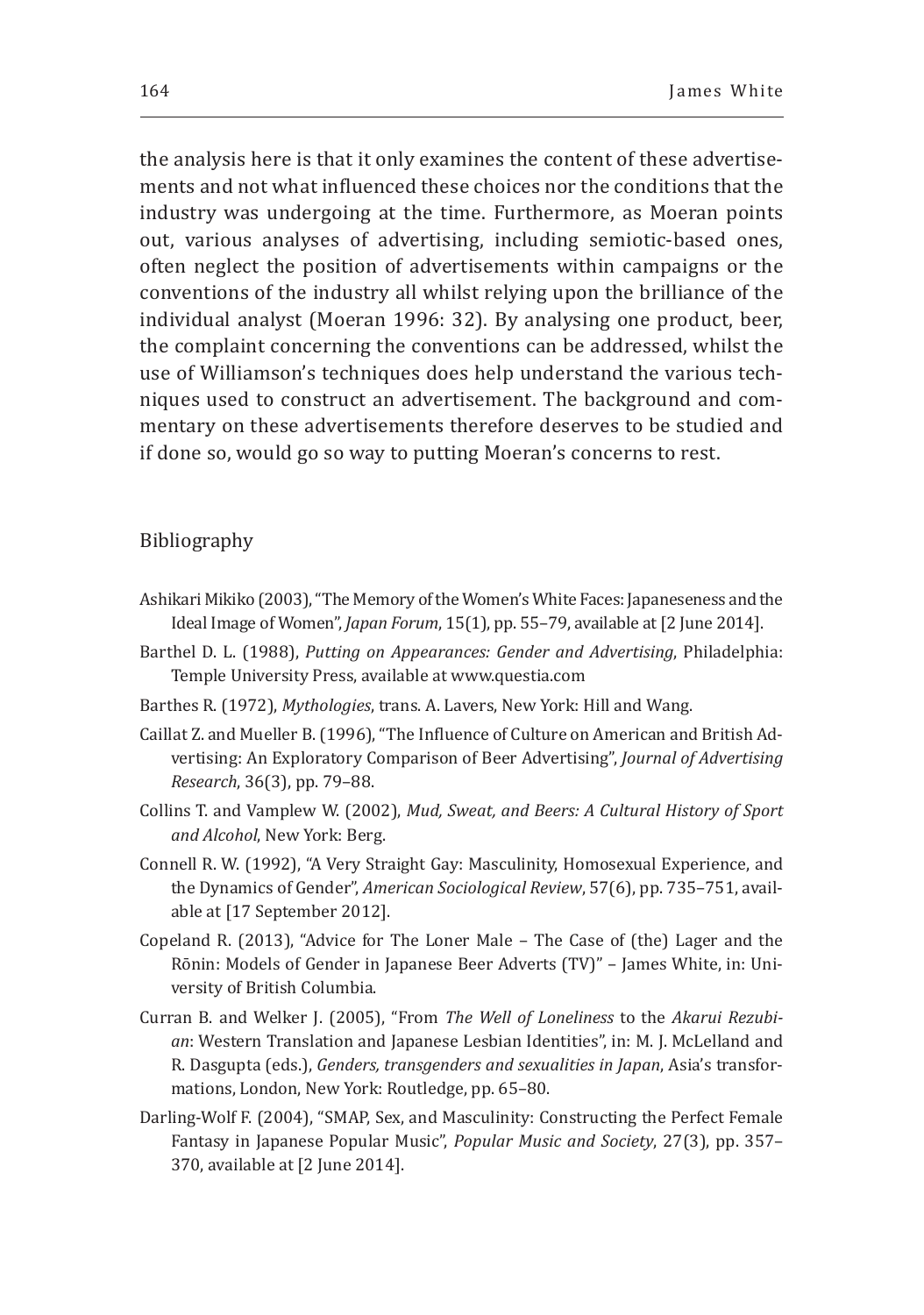the analysis here is that it only examines the content of these advertisements and not what influenced these choices nor the conditions that the industry was undergoing at the time. Furthermore, as Moeran points out, various analyses of advertising, including semiotic-based ones, often neglect the position of advertisements within campaigns or the conventions of the industry all whilst relying upon the brilliance of the individual analyst (Moeran 1996: 32). By analysing one product, beer, the complaint concerning the conventions can be addressed, whilst the use of Williamson's techniques does help understand the various techniques used to construct an advertisement. The background and commentary on these advertisements therefore deserves to be studied and if done so, would go so way to putting Moeran's concerns to rest.

## Bibliography

Ashikari Mikiko (2003), "The Memory of the Women's White Faces: Japaneseness and the Ideal Image of Women", *Japan Forum*, 15(1), pp. 55–79, available at [2 June 2014].

Barthel D. L. (1988), *Putting on Appearances: Gender and Advertising*, Philadelphia: Temple University Press, available at www.questia.com

Barthes R. (1972), *Mythologies*, trans. A. Lavers, New York: Hill and Wang.

Caillat Z. and Mueller B. (1996), "The Influence of Culture on American and British Advertising: An Exploratory Comparison of Beer Advertising", *Journal of Advertising Research*, 36(3), pp. 79–88.

Collins T. and Vamplew W. (2002), *Mud, Sweat, and Beers: A Cultural History of Sport and Alcohol*, New York: Berg.

Connell R. W. (1992), "A Very Straight Gay: Masculinity, Homosexual Experience, and the Dynamics of Gender", *American Sociological Review*, 57(6), pp. 735–751, available at [17 September 2012].

Copeland R. (2013), "Advice for The Loner Male – The Case of (the) Lager and the Rōnin: Models of Gender in Japanese Beer Adverts (TV)" – James White, in: University of British Columbia.

Curran B. and Welker J. (2005), "From *The Well of Loneliness* to the *Akarui Rezubian*: Western Translation and Japanese Lesbian Identities", in: M. J. McLelland and R. Dasgupta (eds.), *Genders, transgenders and sexualities in Japan*, Asia's transformations, London, New York: Routledge, pp. 65–80.

Darling-Wolf F. (2004), "SMAP, Sex, and Masculinity: Constructing the Perfect Female Fantasy in Japanese Popular Music", *Popular Music and Society*, 27(3), pp. 357–370, available at [2 June 2014].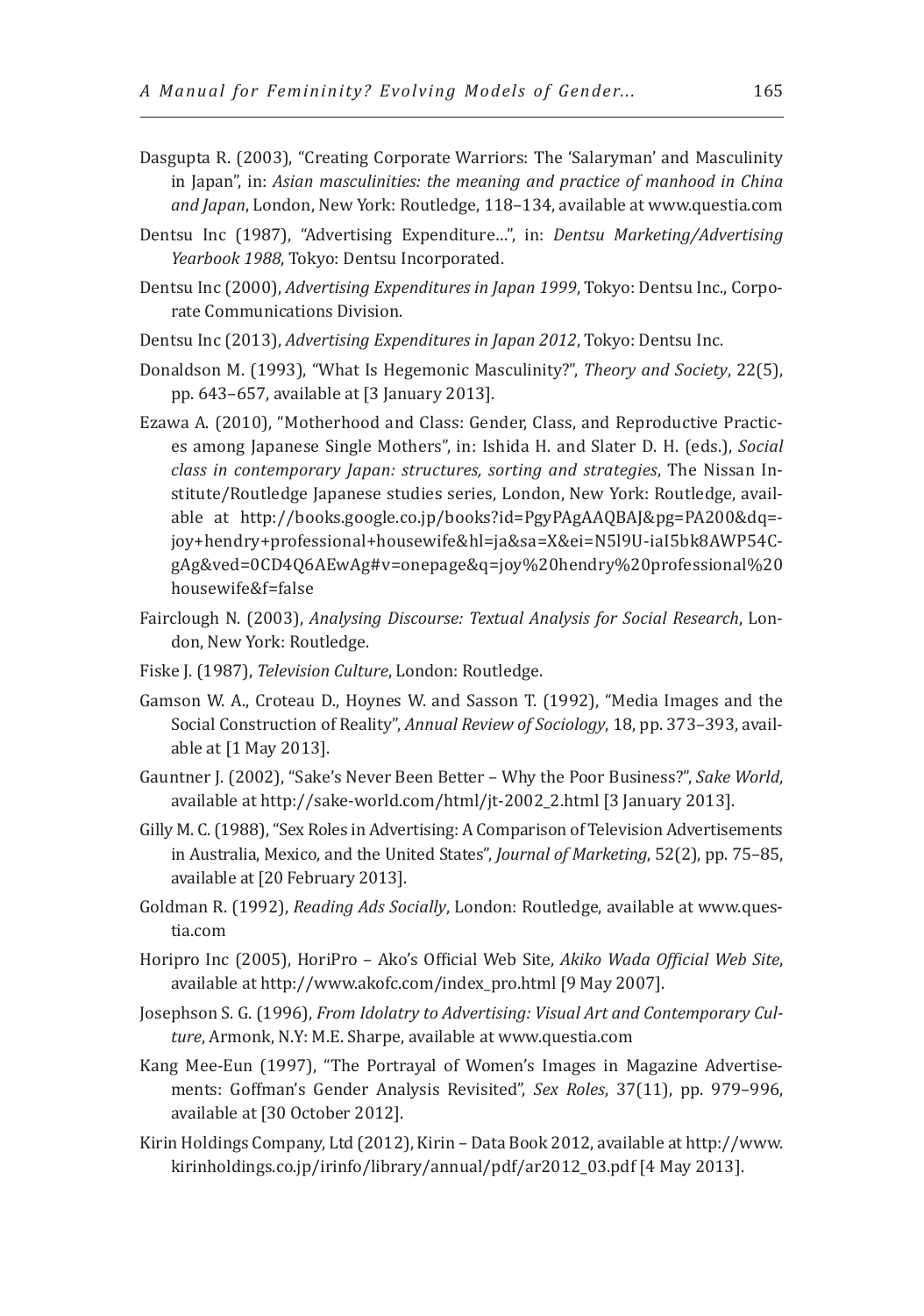Dasgupta R. (2003), "Creating Corporate Warriors: The 'Salaryman' and Masculinity in Japan", in: *Asian masculinities: the meaning and practice of manhood in China and Japan*, London, New York: Routledge, 118–134, available at www.questia.com

Dentsu Inc (1987), "Advertising Expenditure…", in: *Dentsu Marketing/Advertising Yearbook 1988*, Tokyo: Dentsu Incorporated.

Dentsu Inc (2000), *Advertising Expenditures in Japan 1999*, Tokyo: Dentsu Inc., Corporate Communications Division.

Dentsu Inc (2013), *Advertising Expenditures in Japan 2012*, Tokyo: Dentsu Inc.

Donaldson M. (1993), "What Is Hegemonic Masculinity?", *Theory and Society*, 22(5), pp. 643–657, available at [3 January 2013].

Ezawa A. (2010), "Motherhood and Class: Gender, Class, and Reproductive Practices among Japanese Single Mothers", in: Ishida H. and Slater D. H. (eds.), *Social class in contemporary Japan: structures, sorting and strategies*, The Nissan Institute/Routledge Japanese studies series, London, New York: Routledge, available at http://books.google.co.jp/books?id=PgyPAgAAQBAJ&pg=PA200&dq=-joy+hendry+professional+housewife&hl=ja&sa=X&ei=N5l9U-iaI5bk8AWP54C-gAg&ved=0CD4Q6AEwAg#v=onepage&q=joy%20hendry%20professional%20housewife&f=false

Fairclough N. (2003), *Analysing Discourse: Textual Analysis for Social Research*, London, New York: Routledge.

Fiske J. (1987), *Television Culture*, London: Routledge.

Gamson W. A., Croteau D., Hoynes W. and Sasson T. (1992), "Media Images and the Social Construction of Reality", *Annual Review of Sociology*, 18, pp. 373–393, available at [1 May 2013].

Gauntner J. (2002), "Sake's Never Been Better – Why the Poor Business?", *Sake World*, available at http://sake-world.com/html/jt-2002_2.html [3 January 2013].

Gilly M. C. (1988), "Sex Roles in Advertising: A Comparison of Television Advertisements in Australia, Mexico, and the United States", *Journal of Marketing*, 52(2), pp. 75–85, available at [20 February 2013].

Goldman R. (1992), *Reading Ads Socially*, London: Routledge, available at www.questia.com

Horipro Inc (2005), HoriPro – Ako's Official Web Site, *Akiko Wada Official Web Site*, available at http://www.akofc.com/index_pro.html [9 May 2007].

Josephson S. G. (1996), *From Idolatry to Advertising: Visual Art and Contemporary Culture*, Armonk, N.Y: M.E. Sharpe, available at www.questia.com

Kang Mee-Eun (1997), "The Portrayal of Women's Images in Magazine Advertisements: Goffman's Gender Analysis Revisited", *Sex Roles*, 37(11), pp. 979–996, available at [30 October 2012].

Kirin Holdings Company, Ltd (2012), Kirin – Data Book 2012, available at http://www.kirinholdings.co.jp/irinfo/library/annual/pdf/ar2012_03.pdf [4 May 2013].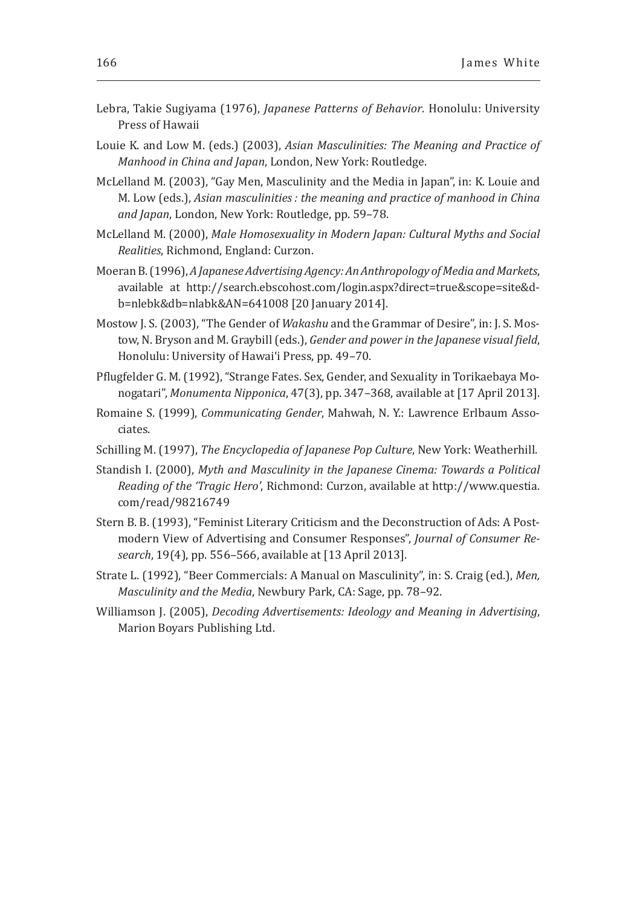Lebra, Takie Sugiyama (1976), *Japanese Patterns of Behavior*. Honolulu: University Press of Hawaii

Louie K. and Low M. (eds.) (2003), *Asian Masculinities: The Meaning and Practice of Manhood in China and Japan*, London, New York: Routledge.

McLelland M. (2003), "Gay Men, Masculinity and the Media in Japan", in: K. Louie and M. Low (eds.), *Asian masculinities : the meaning and practice of manhood in China and Japan*, London, New York: Routledge, pp. 59–78.

McLelland M. (2000), *Male Homosexuality in Modern Japan: Cultural Myths and Social Realities*, Richmond, England: Curzon.

Moeran B. (1996), *A Japanese Advertising Agency: An Anthropology of Media and Markets*, available at http://search.ebscohost.com/login.aspx?direct=true&scope=site&db=nlebk&db=nlabk&AN=641008 [20 January 2014].

Mostow J. S. (2003), "The Gender of *Wakashu* and the Grammar of Desire", in: J. S. Mostow, N. Bryson and M. Graybill (eds.), *Gender and power in the Japanese visual field*, Honolulu: University of Hawai'i Press, pp. 49–70.

Pflugfelder G. M. (1992), "Strange Fates. Sex, Gender, and Sexuality in Torikaebaya Monogatari", *Monumenta Nipponica*, 47(3), pp. 347–368, available at [17 April 2013].

Romaine S. (1999), *Communicating Gender*, Mahwah, N. Y.: Lawrence Erlbaum Associates.

Schilling M. (1997), *The Encyclopedia of Japanese Pop Culture*, New York: Weatherhill.

Standish I. (2000), *Myth and Masculinity in the Japanese Cinema: Towards a Political Reading of the 'Tragic Hero'*, Richmond: Curzon, available at http://www.questia.com/read/98216749

Stern B. B. (1993), "Feminist Literary Criticism and the Deconstruction of Ads: A Postmodern View of Advertising and Consumer Responses", *Journal of Consumer Research*, 19(4), pp. 556–566, available at [13 April 2013].

Strate L. (1992), "Beer Commercials: A Manual on Masculinity", in: S. Craig (ed.), *Men, Masculinity and the Media*, Newbury Park, CA: Sage, pp. 78–92.

Williamson J. (2005), *Decoding Advertisements: Ideology and Meaning in Advertising*, Marion Boyars Publishing Ltd.